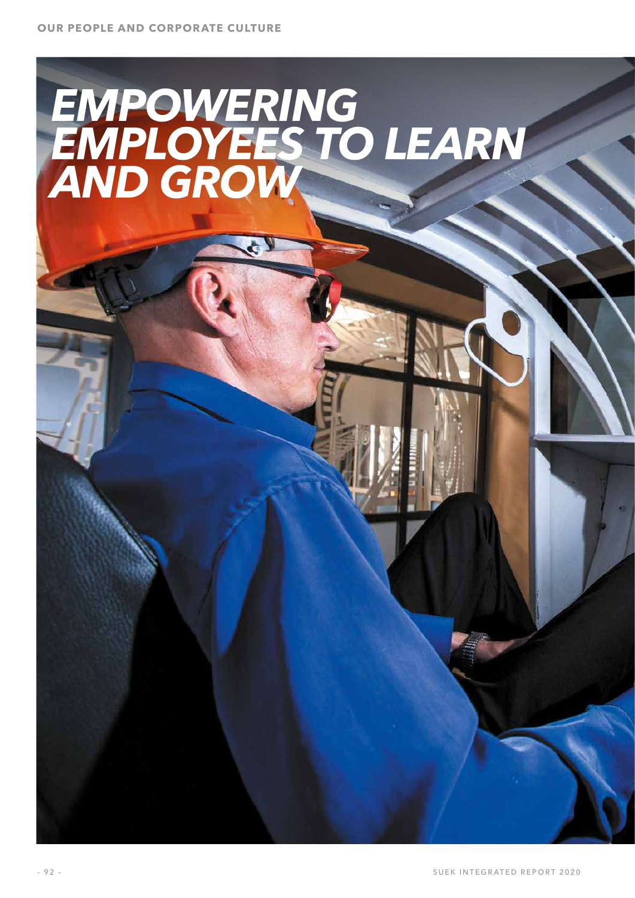# EMPOWERING EMPLOYEES TO LEARN AND GROW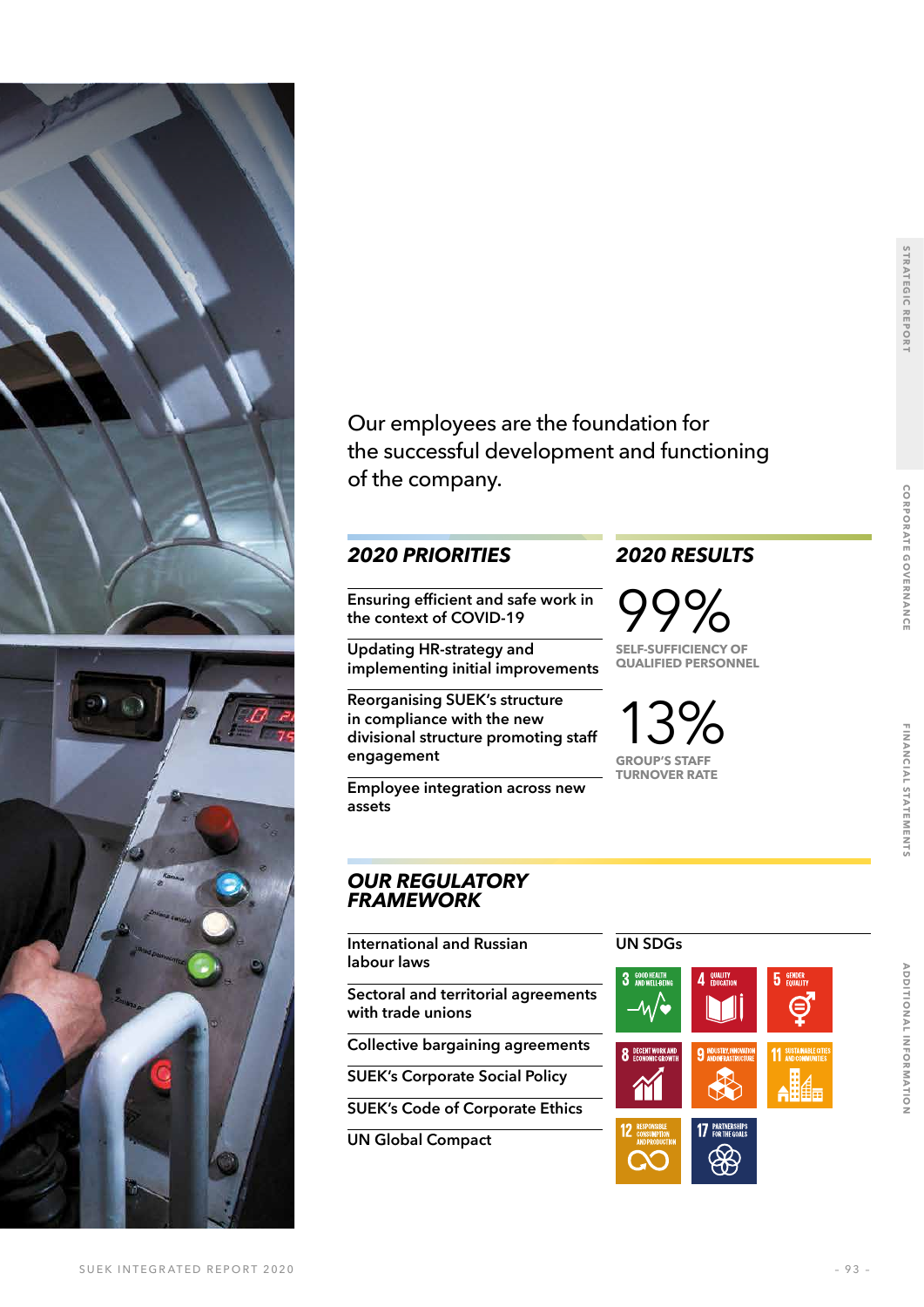Our employees are the foundation for the successful development and functioning of the company.

## 2020 PRIORITIES

- Ensuring efficient and safe work in the context of COVID-19
- Updating HR-strategy and implementing initial improvements
- Reorganising SUEK's structure in compliance with the new divisional structure promoting staff engagement
- Employee integration across new assets

## 2020 RESULTS

**99%**
SELF-SUFFICIENCY OF QUALIFIED PERSONNEL

**13%**
GROUP'S STAFF TURNOVER RATE

## OUR REGULATORY FRAMEWORK

- International and Russian labour laws
- Sectoral and territorial agreements with trade unions
- Collective bargaining agreements
- SUEK's Corporate Social Policy
- SUEK's Code of Corporate Ethics
- UN Global Compact

### UN SDGs

- 3 Good health and well-being
- 4 Quality education
- 5 Gender equality
- 8 Decent work and economic growth
- 9 Industry, innovation and infrastructure
- 11 Sustainable cities and communities
- 12 Responsible consumption and production
- 17 Partnerships for the goals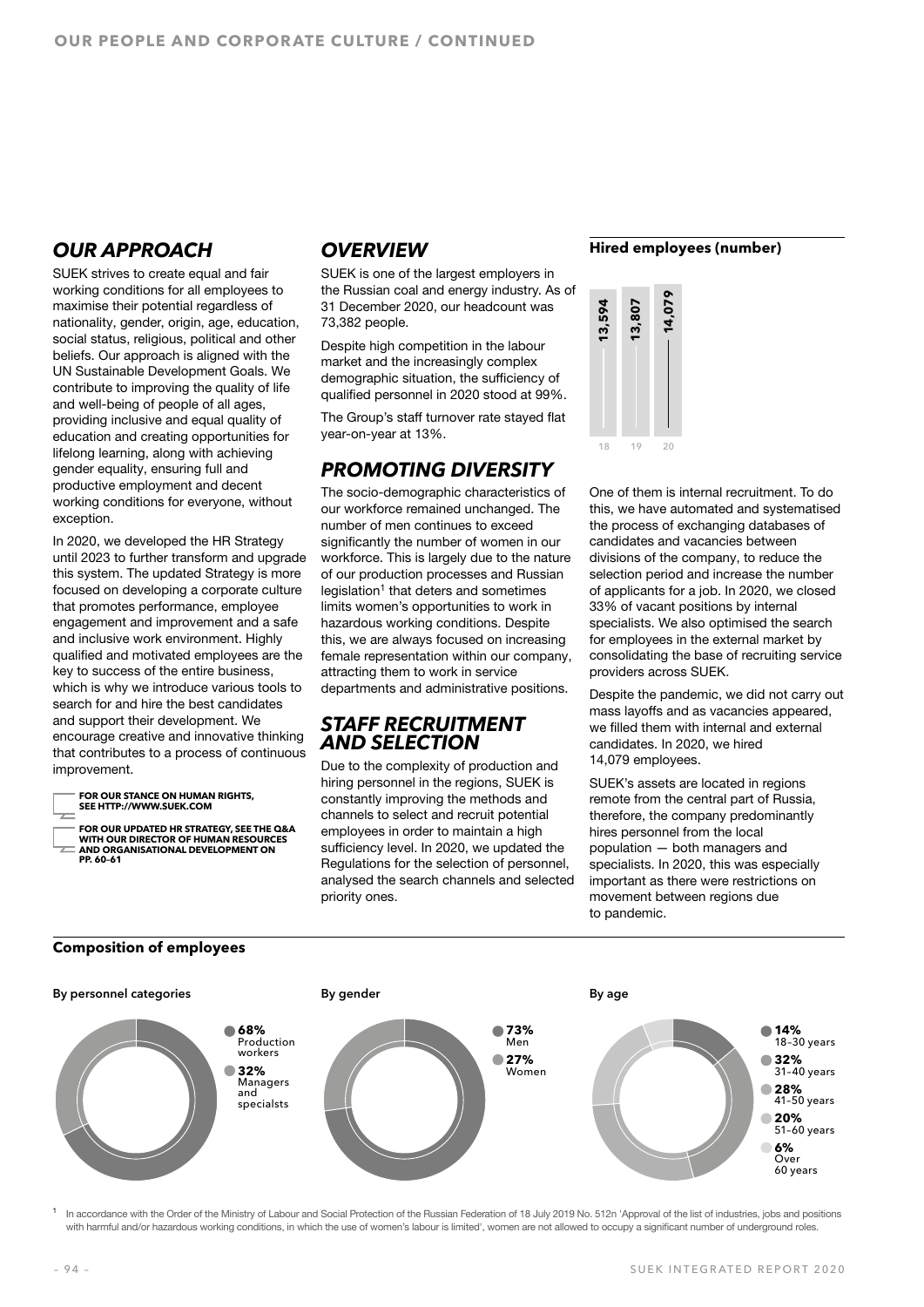## OUR APPROACH

SUEK strives to create equal and fair working conditions for all employees to maximise their potential regardless of nationality, gender, origin, age, education, social status, religious, political and other beliefs. Our approach is aligned with the UN Sustainable Development Goals. We contribute to improving the quality of life and well-being of people of all ages, providing inclusive and equal quality of education and creating opportunities for lifelong learning, along with achieving gender equality, ensuring full and productive employment and decent working conditions for everyone, without exception.

In 2020, we developed the HR Strategy until 2023 to further transform and upgrade this system. The updated Strategy is more focused on developing a corporate culture that promotes performance, employee engagement and improvement and a safe and inclusive work environment. Highly qualified and motivated employees are the key to success of the entire business, which is why we introduce various tools to search for and hire the best candidates and support their development. We encourage creative and innovative thinking that contributes to a process of continuous improvement.

**FOR OUR STANCE ON HUMAN RIGHTS, SEE HTTP://WWW.SUEK.COM**

**FOR OUR UPDATED HR STRATEGY, SEE THE Q&A WITH OUR DIRECTOR OF HUMAN RESOURCES AND ORGANISATIONAL DEVELOPMENT ON PP. 60–61**

## OVERVIEW

SUEK is one of the largest employers in the Russian coal and energy industry. As of 31 December 2020, our headcount was 73,382 people.

Despite high competition in the labour market and the increasingly complex demographic situation, the sufficiency of qualified personnel in 2020 stood at 99%.

The Group's staff turnover rate stayed flat year-on-year at 13%.

## PROMOTING DIVERSITY

The socio-demographic characteristics of our workforce remained unchanged. The number of men continues to exceed significantly the number of women in our workforce. This is largely due to the nature of our production processes and Russian legislation[1] that deters and sometimes limits women's opportunities to work in hazardous working conditions. Despite this, we are always focused on increasing female representation within our company, attracting them to work in service departments and administrative positions.

## STAFF RECRUITMENT AND SELECTION

Due to the complexity of production and hiring personnel in the regions, SUEK is constantly improving the methods and channels to select and recruit potential employees in order to maintain a high sufficiency level. In 2020, we updated the Regulations for the selection of personnel, analysed the search channels and selected priority ones.

**Hired employees (number)**

| Year | Hired employees |
|---|---|
| 18 | 13,594 |
| 19 | 13,807 |
| 20 | 14,079 |

One of them is internal recruitment. To do this, we have automated and systematised the process of exchanging databases of candidates and vacancies between divisions of the company, to reduce the selection period and increase the number of applicants for a job. In 2020, we closed 33% of vacant positions by internal specialists. We also optimised the search for employees in the external market by consolidating the base of recruiting service providers across SUEK.

Despite the pandemic, we did not carry out mass layoffs and as vacancies appeared, we filled them with internal and external candidates. In 2020, we hired 14,079 employees.

SUEK's assets are located in regions remote from the central part of Russia, therefore, the company predominantly hires personnel from the local population — both managers and specialists. In 2020, this was especially important as there were restrictions on movement between regions due to pandemic.

**Composition of employees**

**By personnel categories**

- 68% Production workers
- 32% Managers and specialsts

**By gender**

- 73% Men
- 27% Women

**By age**

- 14% 18–30 years
- 32% 31–40 years
- 28% 41–50 years
- 20% 51–60 years
- 6% Over 60 years

[1] In accordance with the Order of the Ministry of Labour and Social Protection of the Russian Federation of 18 July 2019 No. 512n 'Approval of the list of industries, jobs and positions with harmful and/or hazardous working conditions, in which the use of women's labour is limited', women are not allowed to occupy a significant number of underground roles.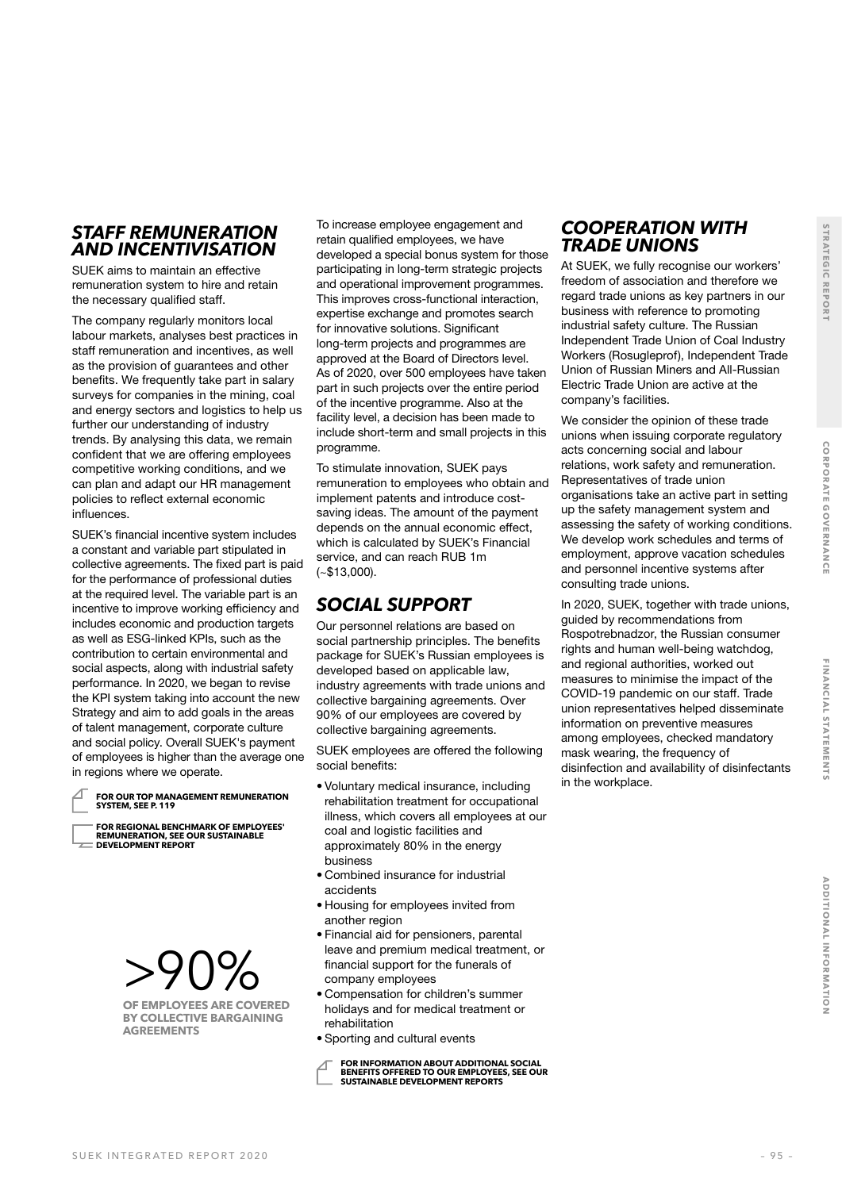## STAFF REMUNERATION AND INCENTIVISATION

SUEK aims to maintain an effective remuneration system to hire and retain the necessary qualified staff.

The company regularly monitors local labour markets, analyses best practices in staff remuneration and incentives, as well as the provision of guarantees and other benefits. We frequently take part in salary surveys for companies in the mining, coal and energy sectors and logistics to help us further our understanding of industry trends. By analysing this data, we remain confident that we are offering employees competitive working conditions, and we can plan and adapt our HR management policies to reflect external economic influences.

SUEK's financial incentive system includes a constant and variable part stipulated in collective agreements. The fixed part is paid for the performance of professional duties at the required level. The variable part is an incentive to improve working efficiency and includes economic and production targets as well as ESG-linked KPIs, such as the contribution to certain environmental and social aspects, along with industrial safety performance. In 2020, we began to revise the KPI system taking into account the new Strategy and aim to add goals in the areas of talent management, corporate culture and social policy. Overall SUEK's payment of employees is higher than the average one in regions where we operate.

**FOR OUR TOP MANAGEMENT REMUNERATION SYSTEM, SEE P. 119**

**FOR REGIONAL BENCHMARK OF EMPLOYEES' REMUNERATION, SEE OUR SUSTAINABLE DEVELOPMENT REPORT**

>90%

**OF EMPLOYEES ARE COVERED BY COLLECTIVE BARGAINING AGREEMENTS**

To increase employee engagement and retain qualified employees, we have developed a special bonus system for those participating in long-term strategic projects and operational improvement programmes. This improves cross-functional interaction, expertise exchange and promotes search for innovative solutions. Significant long-term projects and programmes are approved at the Board of Directors level. As of 2020, over 500 employees have taken part in such projects over the entire period of the incentive programme. Also at the facility level, a decision has been made to include short-term and small projects in this programme.

To stimulate innovation, SUEK pays remuneration to employees who obtain and implement patents and introduce cost-saving ideas. The amount of the payment depends on the annual economic effect, which is calculated by SUEK's Financial service, and can reach RUB 1m (~$13,000).

## SOCIAL SUPPORT

Our personnel relations are based on social partnership principles. The benefits package for SUEK's Russian employees is developed based on applicable law, industry agreements with trade unions and collective bargaining agreements. Over 90% of our employees are covered by collective bargaining agreements.

SUEK employees are offered the following social benefits:

- Voluntary medical insurance, including rehabilitation treatment for occupational illness, which covers all employees at our coal and logistic facilities and approximately 80% in the energy business
- Combined insurance for industrial accidents
- Housing for employees invited from another region
- Financial aid for pensioners, parental leave and premium medical treatment, or financial support for the funerals of company employees
- Compensation for children's summer holidays and for medical treatment or rehabilitation
- Sporting and cultural events

**FOR INFORMATION ABOUT ADDITIONAL SOCIAL BENEFITS OFFERED TO OUR EMPLOYEES, SEE OUR SUSTAINABLE DEVELOPMENT REPORTS**

## COOPERATION WITH TRADE UNIONS

At SUEK, we fully recognise our workers' freedom of association and therefore we regard trade unions as key partners in our business with reference to promoting industrial safety culture. The Russian Independent Trade Union of Coal Industry Workers (Rosugleprof), Independent Trade Union of Russian Miners and All-Russian Electric Trade Union are active at the company's facilities.

We consider the opinion of these trade unions when issuing corporate regulatory acts concerning social and labour relations, work safety and remuneration. Representatives of trade union organisations take an active part in setting up the safety management system and assessing the safety of working conditions. We develop work schedules and terms of employment, approve vacation schedules and personnel incentive systems after consulting trade unions.

In 2020, SUEK, together with trade unions, guided by recommendations from Rospotrebnadzor, the Russian consumer rights and human well-being watchdog, and regional authorities, worked out measures to minimise the impact of the COVID-19 pandemic on our staff. Trade union representatives helped disseminate information on preventive measures among employees, checked mandatory mask wearing, the frequency of disinfection and availability of disinfectants in the workplace.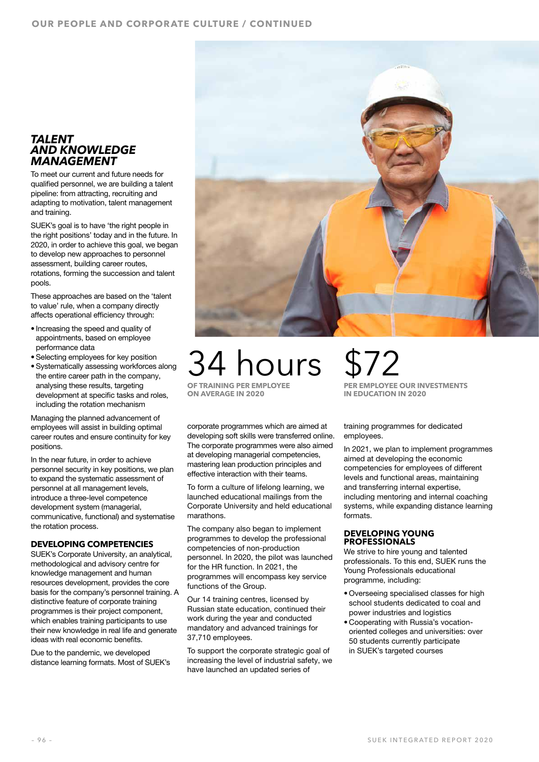## TALENT AND KNOWLEDGE MANAGEMENT

To meet our current and future needs for qualified personnel, we are building a talent pipeline: from attracting, recruiting and adapting to motivation, talent management and training.

SUEK's goal is to have 'the right people in the right positions' today and in the future. In 2020, in order to achieve this goal, we began to develop new approaches to personnel assessment, building career routes, rotations, forming the succession and talent pools.

These approaches are based on the 'talent to value' rule, when a company directly affects operational efficiency through:

- Increasing the speed and quality of appointments, based on employee performance data
- Selecting employees for key position
- Systematically assessing workforces along the entire career path in the company, analysing these results, targeting development at specific tasks and roles, including the rotation mechanism

Managing the planned advancement of employees will assist in building optimal career routes and ensure continuity for key positions.

In the near future, in order to achieve personnel security in key positions, we plan to expand the systematic assessment of personnel at all management levels, introduce a three-level competence development system (managerial, communicative, functional) and systematise the rotation process.

### DEVELOPING COMPETENCIES

SUEK's Corporate University, an analytical, methodological and advisory centre for knowledge management and human resources development, provides the core basis for the company's personnel training. A distinctive feature of corporate training programmes is their project component, which enables training participants to use their new knowledge in real life and generate ideas with real economic benefits.

Due to the pandemic, we developed distance learning formats. Most of SUEK's corporate programmes which are aimed at developing soft skills were transferred online. The corporate programmes were also aimed at developing managerial competencies, mastering lean production principles and effective interaction with their teams.

To form a culture of lifelong learning, we launched educational mailings from the Corporate University and held educational marathons.

The company also began to implement programmes to develop the professional competencies of non-production personnel. In 2020, the pilot was launched for the HR function. In 2021, the programmes will encompass key service functions of the Group.

Our 14 training centres, licensed by Russian state education, continued their work during the year and conducted mandatory and advanced trainings for 37,710 employees.

To support the corporate strategic goal of increasing the level of industrial safety, we have launched an updated series of training programmes for dedicated employees.

In 2021, we plan to implement programmes aimed at developing the economic competencies for employees of different levels and functional areas, maintaining and transferring internal expertise, including mentoring and internal coaching systems, while expanding distance learning formats.

**34 hours**
**OF TRAINING PER EMPLOYEE ON AVERAGE IN 2020**

**$72**
**PER EMPLOYEE OUR INVESTMENTS IN EDUCATION IN 2020**

### DEVELOPING YOUNG PROFESSIONALS

We strive to hire young and talented professionals. To this end, SUEK runs the Young Professionals educational programme, including:

- Overseeing specialised classes for high school students dedicated to coal and power industries and logistics
- Cooperating with Russia's vocation-oriented colleges and universities: over 50 students currently participate in SUEK's targeted courses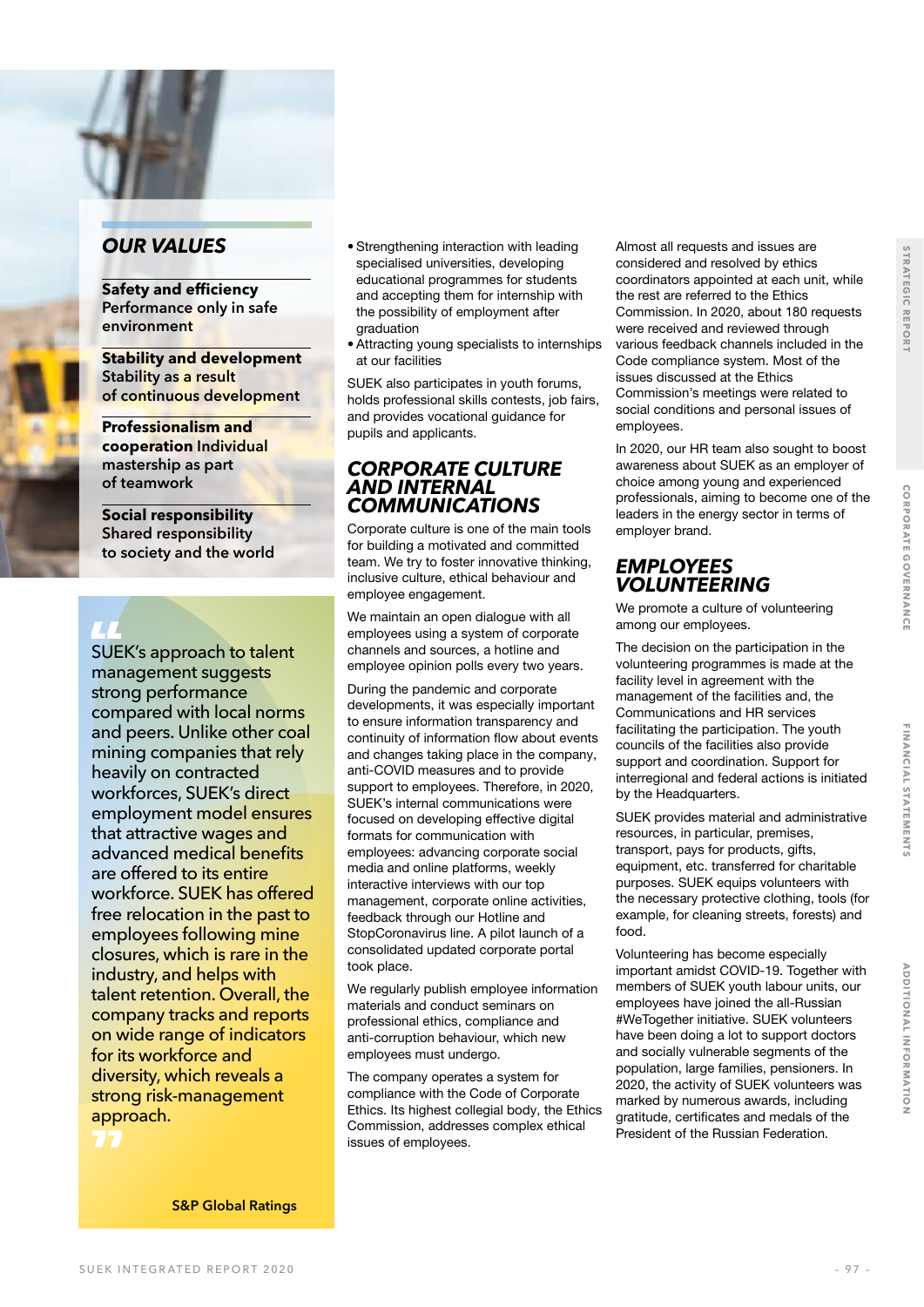## OUR VALUES

**Safety and efficiency** Performance only in safe environment

**Stability and development** Stability as a result of continuous development

**Professionalism and cooperation** Individual mastership as part of teamwork

**Social responsibility** Shared responsibility to society and the world

> SUEK's approach to talent management suggests strong performance compared with local norms and peers. Unlike other coal mining companies that rely heavily on contracted workforces, SUEK's direct employment model ensures that attractive wages and advanced medical benefits are offered to its entire workforce. SUEK has offered free relocation in the past to employees following mine closures, which is rare in the industry, and helps with talent retention. Overall, the company tracks and reports on wide range of indicators for its workforce and diversity, which reveals a strong risk-management approach.
>
> **S&P Global Ratings**

- Strengthening interaction with leading specialised universities, developing educational programmes for students and accepting them for internship with the possibility of employment after graduation
- Attracting young specialists to internships at our facilities

SUEK also participates in youth forums, holds professional skills contests, job fairs, and provides vocational guidance for pupils and applicants.

## CORPORATE CULTURE AND INTERNAL COMMUNICATIONS

Corporate culture is one of the main tools for building a motivated and committed team. We try to foster innovative thinking, inclusive culture, ethical behaviour and employee engagement.

We maintain an open dialogue with all employees using a system of corporate channels and sources, a hotline and employee opinion polls every two years.

During the pandemic and corporate developments, it was especially important to ensure information transparency and continuity of information flow about events and changes taking place in the company, anti-COVID measures and to provide support to employees. Therefore, in 2020, SUEK's internal communications were focused on developing effective digital formats for communication with employees: advancing corporate social media and online platforms, weekly interactive interviews with our top management, corporate online activities, feedback through our Hotline and StopCoronavirus line. A pilot launch of a consolidated updated corporate portal took place.

We regularly publish employee information materials and conduct seminars on professional ethics, compliance and anti-corruption behaviour, which new employees must undergo.

The company operates a system for compliance with the Code of Corporate Ethics. Its highest collegial body, the Ethics Commission, addresses complex ethical issues of employees.

Almost all requests and issues are considered and resolved by ethics coordinators appointed at each unit, while the rest are referred to the Ethics Commission. In 2020, about 180 requests were received and reviewed through various feedback channels included in the Code compliance system. Most of the issues discussed at the Ethics Commission's meetings were related to social conditions and personal issues of employees.

In 2020, our HR team also sought to boost awareness about SUEK as an employer of choice among young and experienced professionals, aiming to become one of the leaders in the energy sector in terms of employer brand.

## EMPLOYEES VOLUNTEERING

We promote a culture of volunteering among our employees.

The decision on the participation in the volunteering programmes is made at the facility level in agreement with the management of the facilities and, the Communications and HR services facilitating the participation. The youth councils of the facilities also provide support and coordination. Support for interregional and federal actions is initiated by the Headquarters.

SUEK provides material and administrative resources, in particular, premises, transport, pays for products, gifts, equipment, etc. transferred for charitable purposes. SUEK equips volunteers with the necessary protective clothing, tools (for example, for cleaning streets, forests) and food.

Volunteering has become especially important amidst COVID-19. Together with members of SUEK youth labour units, our employees have joined the all-Russian #WeTogether initiative. SUEK volunteers have been doing a lot to support doctors and socially vulnerable segments of the population, large families, pensioners. In 2020, the activity of SUEK volunteers was marked by numerous awards, including gratitude, certificates and medals of the President of the Russian Federation.